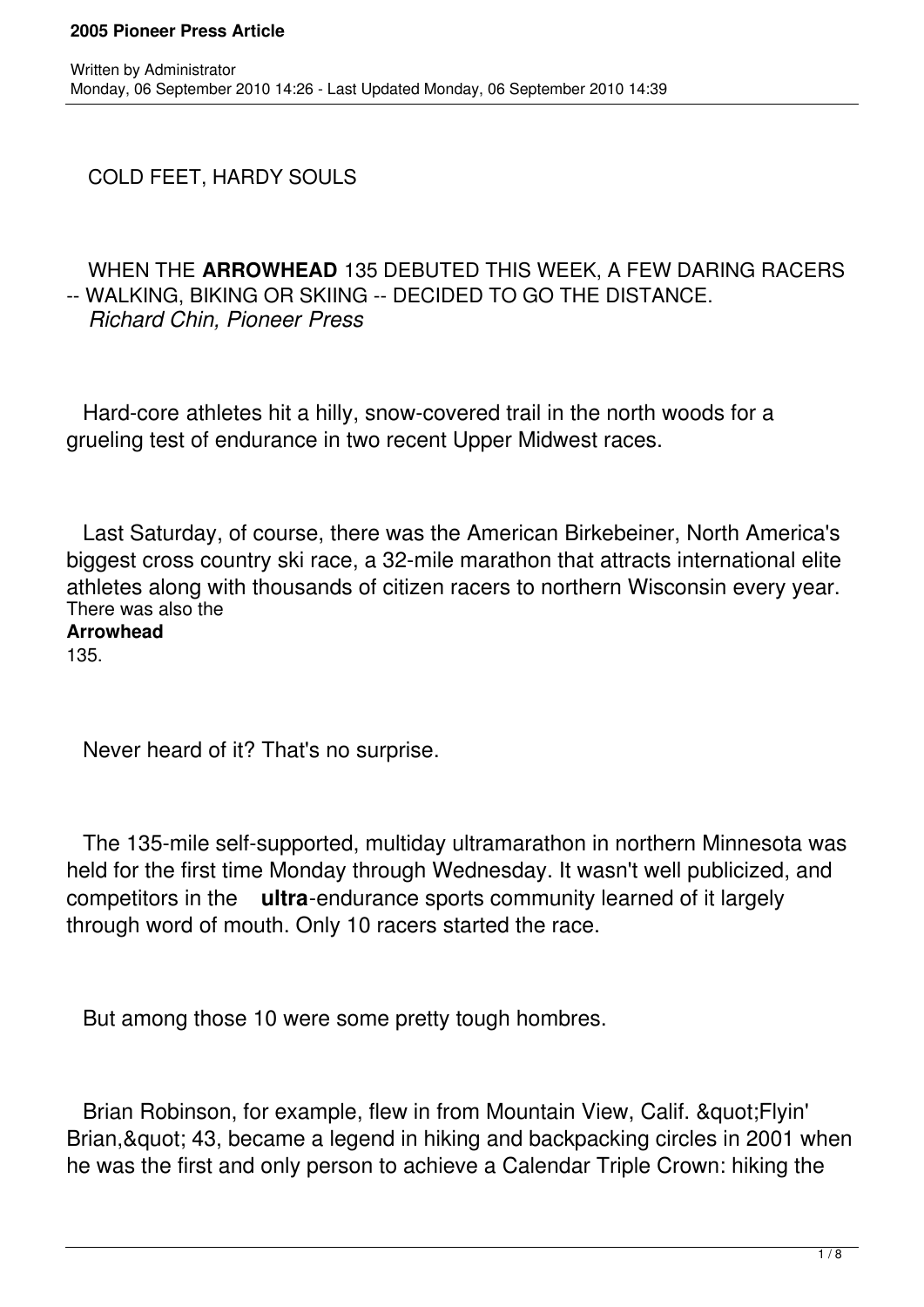# COLD FEET, HARDY SOULS

**WHEN THE ARROWHEAD 135 DEBUTED THIS WEEK, A FEW DARING RACERS -- WALKING, BIKING OR SKIING -- DECIDED TO GO THE DISTANCE.**
*Richard Chin, Pioneer Press*

Hard-core athletes hit a hilly, snow-covered trail in the north woods for a grueling test of endurance in two recent Upper Midwest races.

Last Saturday, of course, there was the American Birkebeiner, North America's biggest cross country ski race, a 32-mile marathon that attracts international elite athletes along with thousands of citizen racers to northern Wisconsin every year. There was also the **Arrowhead** 135.

Never heard of it? That's no surprise.

The 135-mile self-supported, multiday ultramarathon in northern Minnesota was held for the first time Monday through Wednesday. It wasn't well publicized, and competitors in the **ultra**-endurance sports community learned of it largely through word of mouth. Only 10 racers started the race.

But among those 10 were some pretty tough hombres.

Brian Robinson, for example, flew in from Mountain View, Calif. "Flyin' Brian," 43, became a legend in hiking and backpacking circles in 2001 when he was the first and only person to achieve a Calendar Triple Crown: hiking the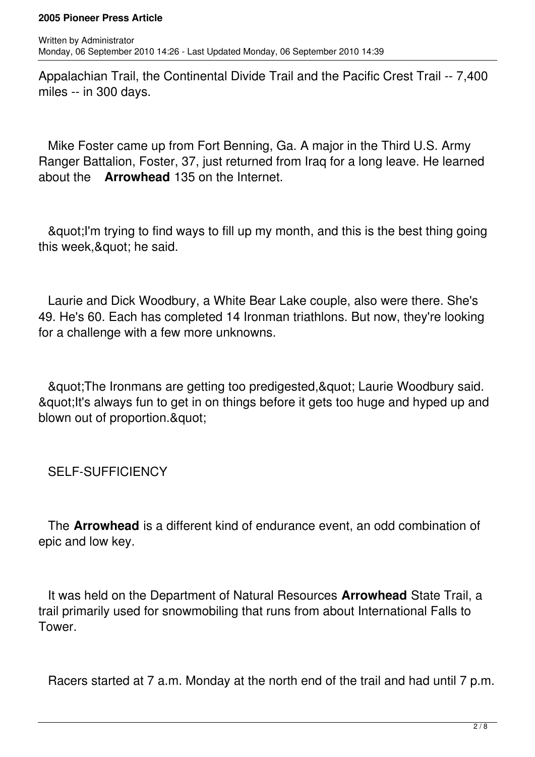Appalachian Trail, the Continental Divide Trail and the Pacific Crest Trail -- 7,400 miles -- in 300 days.

Mike Foster came up from Fort Benning, Ga. A major in the Third U.S. Army Ranger Battalion, Foster, 37, just returned from Iraq for a long leave. He learned about the **Arrowhead** 135 on the Internet.

&quot;I'm trying to find ways to fill up my month, and this is the best thing going this week,&quot; he said.

Laurie and Dick Woodbury, a White Bear Lake couple, also were there. She's 49. He's 60. Each has completed 14 Ironman triathlons. But now, they're looking for a challenge with a few more unknowns.

&quot;The Ironmans are getting too predigested,&quot; Laurie Woodbury said. &quot;It's always fun to get in on things before it gets too huge and hyped up and blown out of proportion.&quot;

SELF-SUFFICIENCY

The **Arrowhead** is a different kind of endurance event, an odd combination of epic and low key.

It was held on the Department of Natural Resources **Arrowhead** State Trail, a trail primarily used for snowmobiling that runs from about International Falls to Tower.

Racers started at 7 a.m. Monday at the north end of the trail and had until 7 p.m.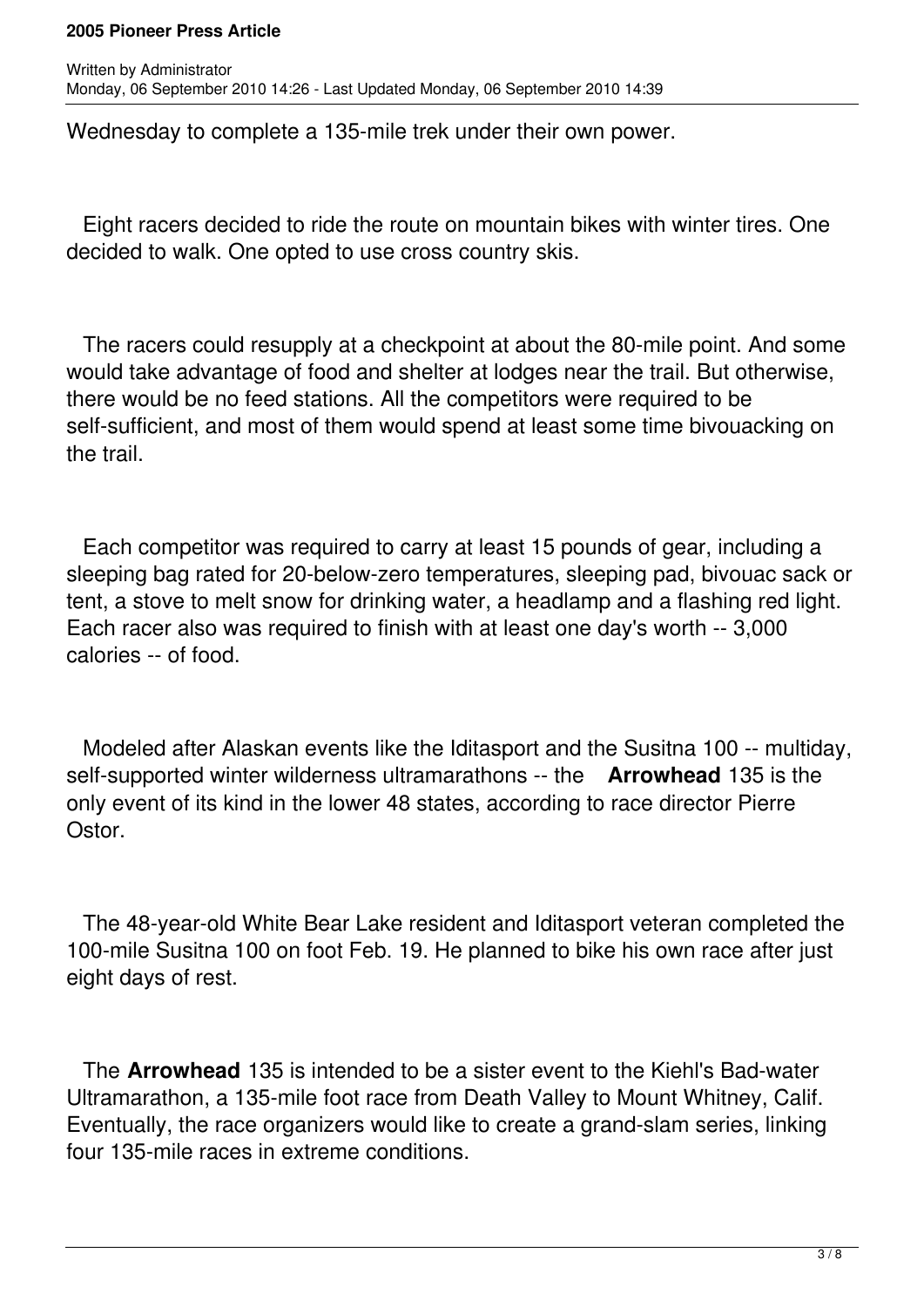Wednesday to complete a 135-mile trek under their own power.

Eight racers decided to ride the route on mountain bikes with winter tires. One decided to walk. One opted to use cross country skis.

The racers could resupply at a checkpoint at about the 80-mile point. And some would take advantage of food and shelter at lodges near the trail. But otherwise, there would be no feed stations. All the competitors were required to be self-sufficient, and most of them would spend at least some time bivouacking on the trail.

Each competitor was required to carry at least 15 pounds of gear, including a sleeping bag rated for 20-below-zero temperatures, sleeping pad, bivouac sack or tent, a stove to melt snow for drinking water, a headlamp and a flashing red light. Each racer also was required to finish with at least one day's worth -- 3,000 calories -- of food.

Modeled after Alaskan events like the Iditasport and the Susitna 100 -- multiday, self-supported winter wilderness ultramarathons -- the **Arrowhead** 135 is the only event of its kind in the lower 48 states, according to race director Pierre Ostor.

The 48-year-old White Bear Lake resident and Iditasport veteran completed the 100-mile Susitna 100 on foot Feb. 19. He planned to bike his own race after just eight days of rest.

The **Arrowhead** 135 is intended to be a sister event to the Kiehl's Bad-water Ultramarathon, a 135-mile foot race from Death Valley to Mount Whitney, Calif. Eventually, the race organizers would like to create a grand-slam series, linking four 135-mile races in extreme conditions.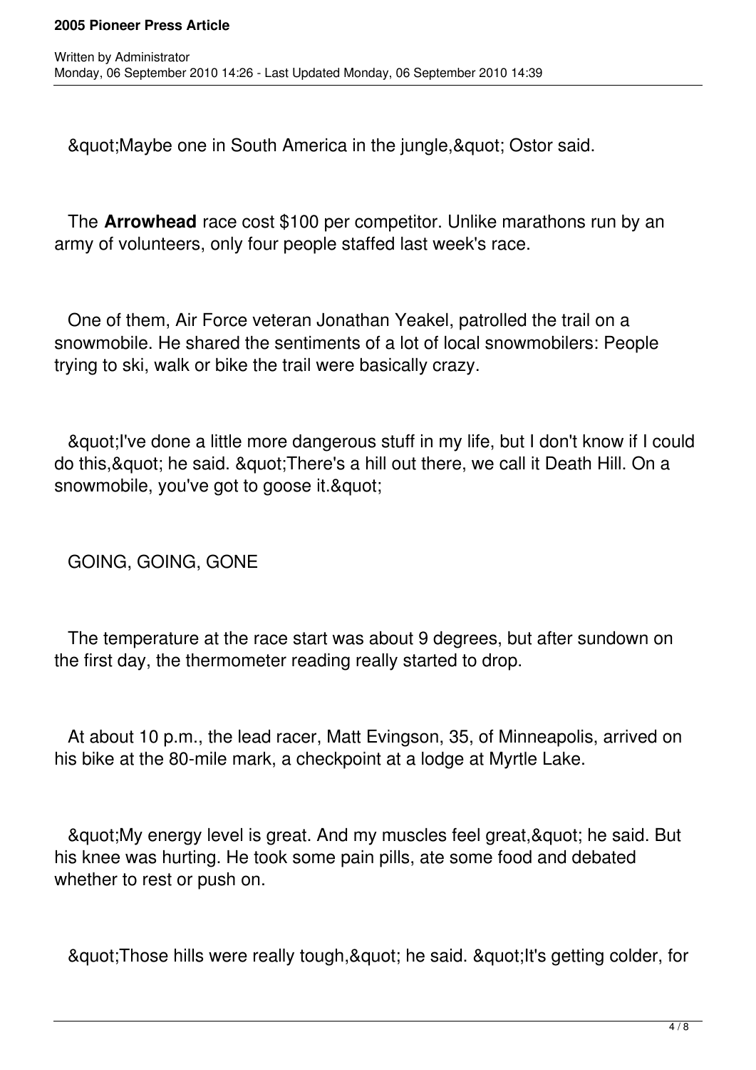&quot;Maybe one in South America in the jungle,&quot; Ostor said.

The **Arrowhead** race cost $100 per competitor. Unlike marathons run by an army of volunteers, only four people staffed last week's race.

One of them, Air Force veteran Jonathan Yeakel, patrolled the trail on a snowmobile. He shared the sentiments of a lot of local snowmobilers: People trying to ski, walk or bike the trail were basically crazy.

&quot;I've done a little more dangerous stuff in my life, but I don't know if I could do this,&quot; he said. &quot;There's a hill out there, we call it Death Hill. On a snowmobile, you've got to goose it.&quot;

GOING, GOING, GONE

The temperature at the race start was about 9 degrees, but after sundown on the first day, the thermometer reading really started to drop.

At about 10 p.m., the lead racer, Matt Evingson, 35, of Minneapolis, arrived on his bike at the 80-mile mark, a checkpoint at a lodge at Myrtle Lake.

&quot;My energy level is great. And my muscles feel great,&quot; he said. But his knee was hurting. He took some pain pills, ate some food and debated whether to rest or push on.

&quot;Those hills were really tough,&quot; he said. &quot;It's getting colder, for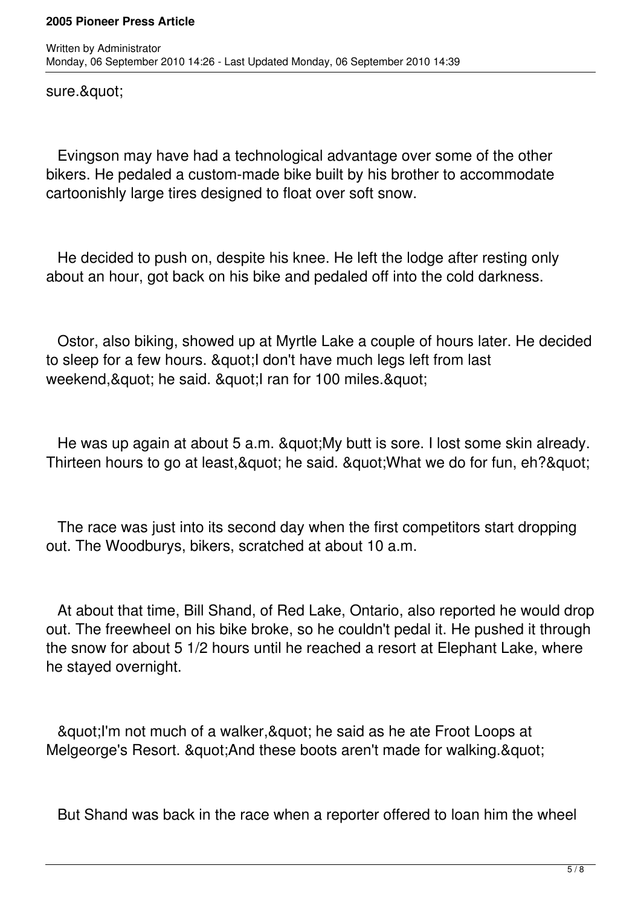sure.&quot;

Evingson may have had a technological advantage over some of the other bikers. He pedaled a custom-made bike built by his brother to accommodate cartoonishly large tires designed to float over soft snow.

He decided to push on, despite his knee. He left the lodge after resting only about an hour, got back on his bike and pedaled off into the cold darkness.

Ostor, also biking, showed up at Myrtle Lake a couple of hours later. He decided to sleep for a few hours. &quot;I don't have much legs left from last weekend,&quot; he said. &quot;I ran for 100 miles.&quot;

He was up again at about 5 a.m. &quot;My butt is sore. I lost some skin already. Thirteen hours to go at least,&quot; he said. &quot;What we do for fun, eh?&quot;

The race was just into its second day when the first competitors start dropping out. The Woodburys, bikers, scratched at about 10 a.m.

At about that time, Bill Shand, of Red Lake, Ontario, also reported he would drop out. The freewheel on his bike broke, so he couldn't pedal it. He pushed it through the snow for about 5 1/2 hours until he reached a resort at Elephant Lake, where he stayed overnight.

&quot;I'm not much of a walker,&quot; he said as he ate Froot Loops at Melgeorge's Resort. &quot;And these boots aren't made for walking.&quot;

But Shand was back in the race when a reporter offered to loan him the wheel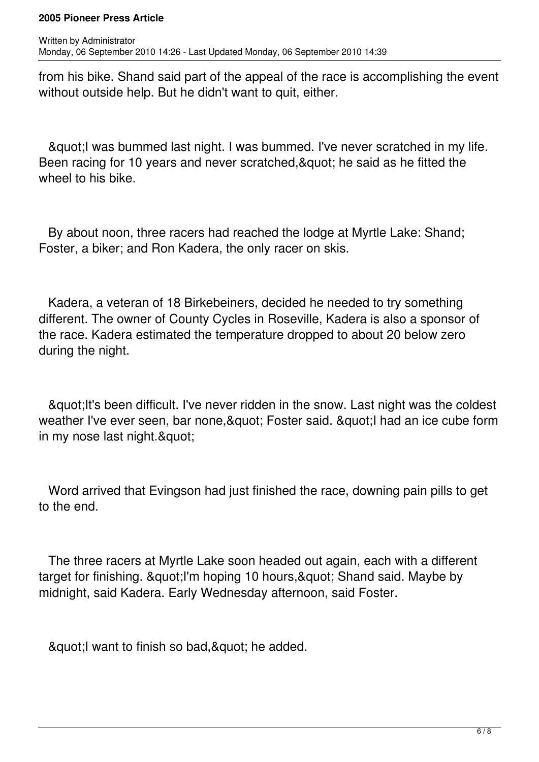from his bike. Shand said part of the appeal of the race is accomplishing the event without outside help. But he didn't want to quit, either.

&quot;I was bummed last night. I was bummed. I've never scratched in my life. Been racing for 10 years and never scratched,&quot; he said as he fitted the wheel to his bike.

By about noon, three racers had reached the lodge at Myrtle Lake: Shand; Foster, a biker; and Ron Kadera, the only racer on skis.

Kadera, a veteran of 18 Birkebeiners, decided he needed to try something different. The owner of County Cycles in Roseville, Kadera is also a sponsor of the race. Kadera estimated the temperature dropped to about 20 below zero during the night.

&quot;It's been difficult. I've never ridden in the snow. Last night was the coldest weather I've ever seen, bar none,&quot; Foster said. &quot;I had an ice cube form in my nose last night.&quot;

Word arrived that Evingson had just finished the race, downing pain pills to get to the end.

The three racers at Myrtle Lake soon headed out again, each with a different target for finishing. &quot;I'm hoping 10 hours,&quot; Shand said. Maybe by midnight, said Kadera. Early Wednesday afternoon, said Foster.

&quot;I want to finish so bad,&quot; he added.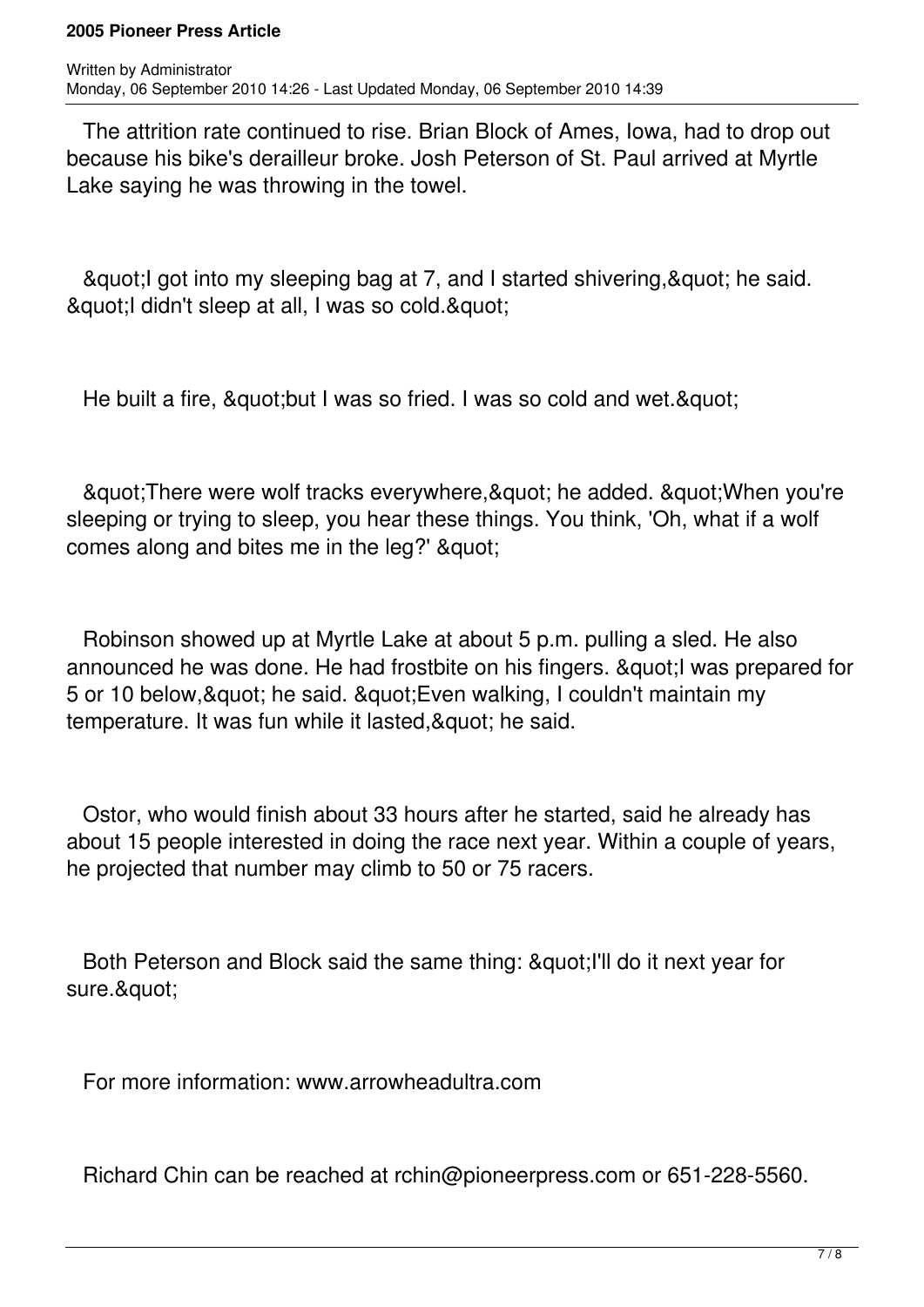The attrition rate continued to rise. Brian Block of Ames, Iowa, had to drop out because his bike's derailleur broke. Josh Peterson of St. Paul arrived at Myrtle Lake saying he was throwing in the towel.

&quot;I got into my sleeping bag at 7, and I started shivering,&quot; he said. &quot;I didn't sleep at all, I was so cold.&quot;

He built a fire, &quot;but I was so fried. I was so cold and wet.&quot;

&quot;There were wolf tracks everywhere,&quot; he added. &quot;When you're sleeping or trying to sleep, you hear these things. You think, 'Oh, what if a wolf comes along and bites me in the leg?' &quot;

Robinson showed up at Myrtle Lake at about 5 p.m. pulling a sled. He also announced he was done. He had frostbite on his fingers. &quot;I was prepared for 5 or 10 below,&quot; he said. &quot;Even walking, I couldn't maintain my temperature. It was fun while it lasted,&quot; he said.

Ostor, who would finish about 33 hours after he started, said he already has about 15 people interested in doing the race next year. Within a couple of years, he projected that number may climb to 50 or 75 racers.

Both Peterson and Block said the same thing: &quot;I'll do it next year for sure.&quot;

For more information: www.arrowheadultra.com

Richard Chin can be reached at rchin@pioneerpress.com or 651-228-5560.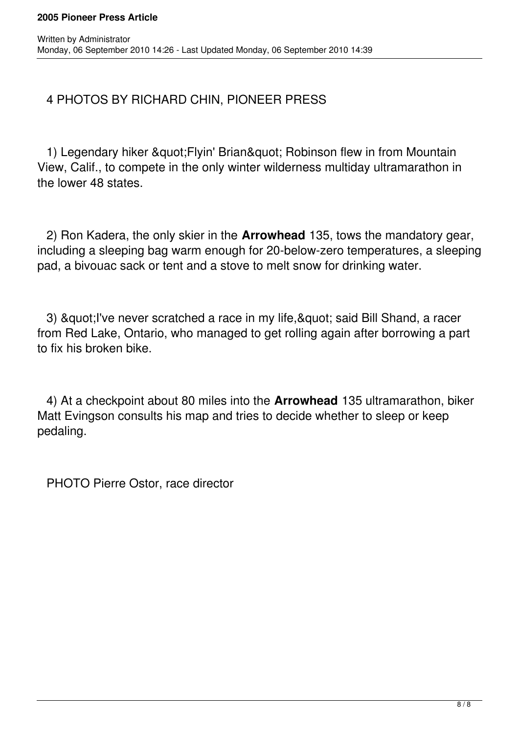4 PHOTOS BY RICHARD CHIN, PIONEER PRESS

1) Legendary hiker &quot;Flyin' Brian&quot; Robinson flew in from Mountain View, Calif., to compete in the only winter wilderness multiday ultramarathon in the lower 48 states.

2) Ron Kadera, the only skier in the **Arrowhead** 135, tows the mandatory gear, including a sleeping bag warm enough for 20-below-zero temperatures, a sleeping pad, a bivouac sack or tent and a stove to melt snow for drinking water.

3) &quot;I've never scratched a race in my life,&quot; said Bill Shand, a racer from Red Lake, Ontario, who managed to get rolling again after borrowing a part to fix his broken bike.

4) At a checkpoint about 80 miles into the **Arrowhead** 135 ultramarathon, biker Matt Evingson consults his map and tries to decide whether to sleep or keep pedaling.

PHOTO Pierre Ostor, race director